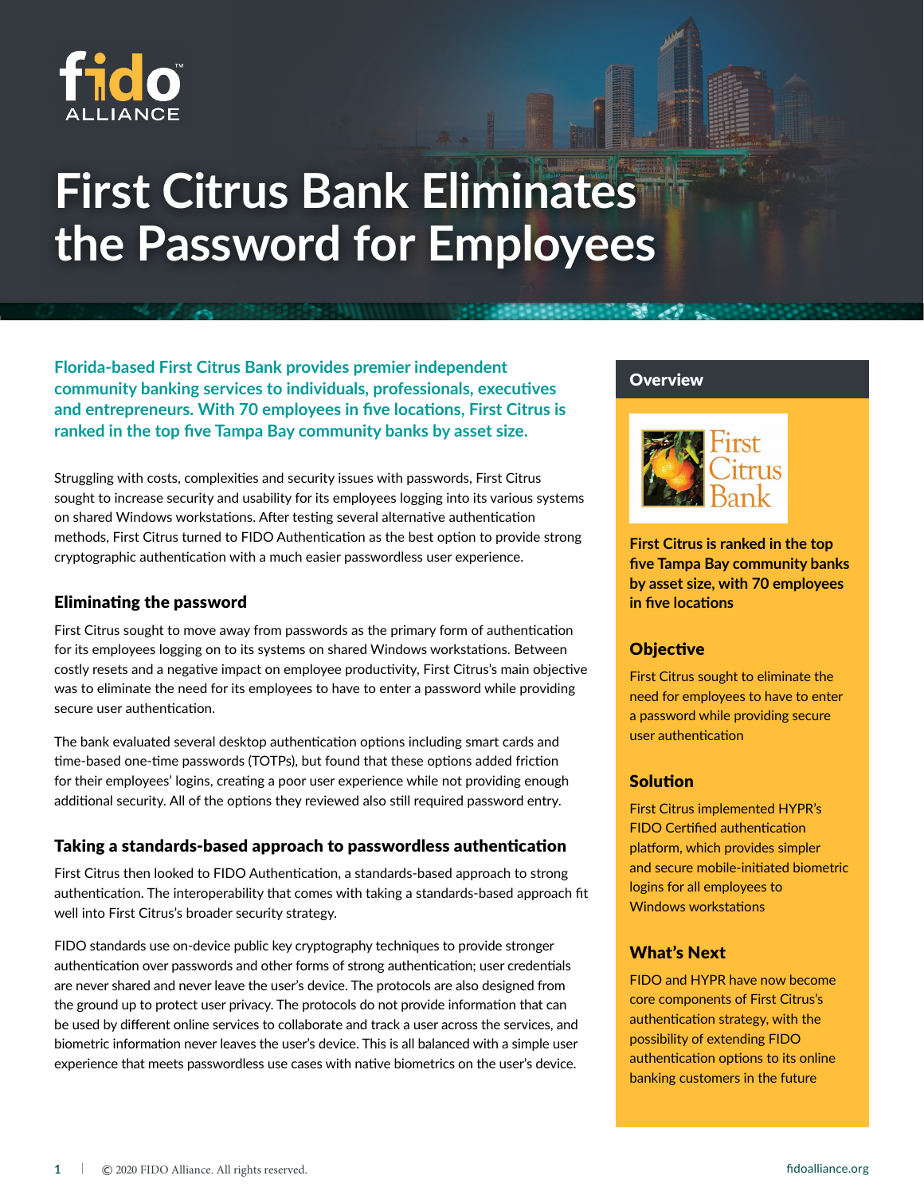# First Citrus Bank Eliminates the Password for Employees

**Florida-based First Citrus Bank provides premier independent community banking services to individuals, professionals, executives and entrepreneurs. With 70 employees in five locations, First Citrus is ranked in the top five Tampa Bay community banks by asset size.**

Struggling with costs, complexities and security issues with passwords, First Citrus sought to increase security and usability for its employees logging into its various systems on shared Windows workstations. After testing several alternative authentication methods, First Citrus turned to FIDO Authentication as the best option to provide strong cryptographic authentication with a much easier passwordless user experience.

### Eliminating the password

First Citrus sought to move away from passwords as the primary form of authentication for its employees logging on to its systems on shared Windows workstations. Between costly resets and a negative impact on employee productivity, First Citrus's main objective was to eliminate the need for its employees to have to enter a password while providing secure user authentication.

The bank evaluated several desktop authentication options including smart cards and time-based one-time passwords (TOTPs), but found that these options added friction for their employees' logins, creating a poor user experience while not providing enough additional security. All of the options they reviewed also still required password entry.

### Taking a standards-based approach to passwordless authentication

First Citrus then looked to FIDO Authentication, a standards-based approach to strong authentication. The interoperability that comes with taking a standards-based approach fit well into First Citrus's broader security strategy.

FIDO standards use on-device public key cryptography techniques to provide stronger authentication over passwords and other forms of strong authentication; user credentials are never shared and never leave the user's device. The protocols are also designed from the ground up to protect user privacy. The protocols do not provide information that can be used by different online services to collaborate and track a user across the services, and biometric information never leaves the user's device. This is all balanced with a simple user experience that meets passwordless use cases with native biometrics on the user's device.

## Overview

**First Citrus is ranked in the top five Tampa Bay community banks by asset size, with 70 employees in five locations**

### Objective

First Citrus sought to eliminate the need for employees to have to enter a password while providing secure user authentication

### Solution

First Citrus implemented HYPR's FIDO Certified authentication platform, which provides simpler and secure mobile-initiated biometric logins for all employees to Windows workstations

### What's Next

FIDO and HYPR have now become core components of First Citrus's authentication strategy, with the possibility of extending FIDO authentication options to its online banking customers in the future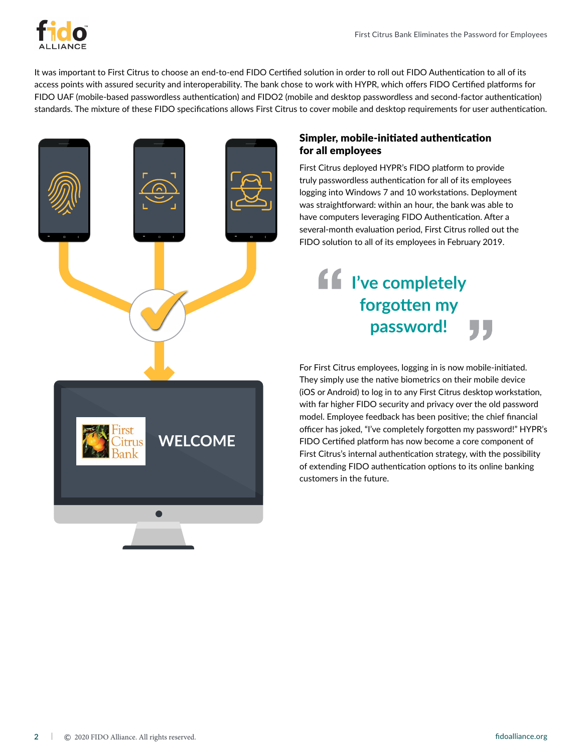It was important to First Citrus to choose an end-to-end FIDO Certified solution in order to roll out FIDO Authentication to all of its access points with assured security and interoperability. The bank chose to work with HYPR, which offers FIDO Certified platforms for FIDO UAF (mobile-based passwordless authentication) and FIDO2 (mobile and desktop passwordless and second-factor authentication) standards. The mixture of these FIDO specifications allows First Citrus to cover mobile and desktop requirements for user authentication.

## Simpler, mobile-initiated authentication for all employees

First Citrus deployed HYPR's FIDO platform to provide truly passwordless authentication for all of its employees logging into Windows 7 and 10 workstations. Deployment was straightforward: within an hour, the bank was able to have computers leveraging FIDO Authentication. After a several-month evaluation period, First Citrus rolled out the FIDO solution to all of its employees in February 2019.

> "I've completely forgotten my password!"

For First Citrus employees, logging in is now mobile-initiated. They simply use the native biometrics on their mobile device (iOS or Android) to log in to any First Citrus desktop workstation, with far higher FIDO security and privacy over the old password model. Employee feedback has been positive; the chief financial officer has joked, "I've completely forgotten my password!" HYPR's FIDO Certified platform has now become a core component of First Citrus's internal authentication strategy, with the possibility of extending FIDO authentication options to its online banking customers in the future.